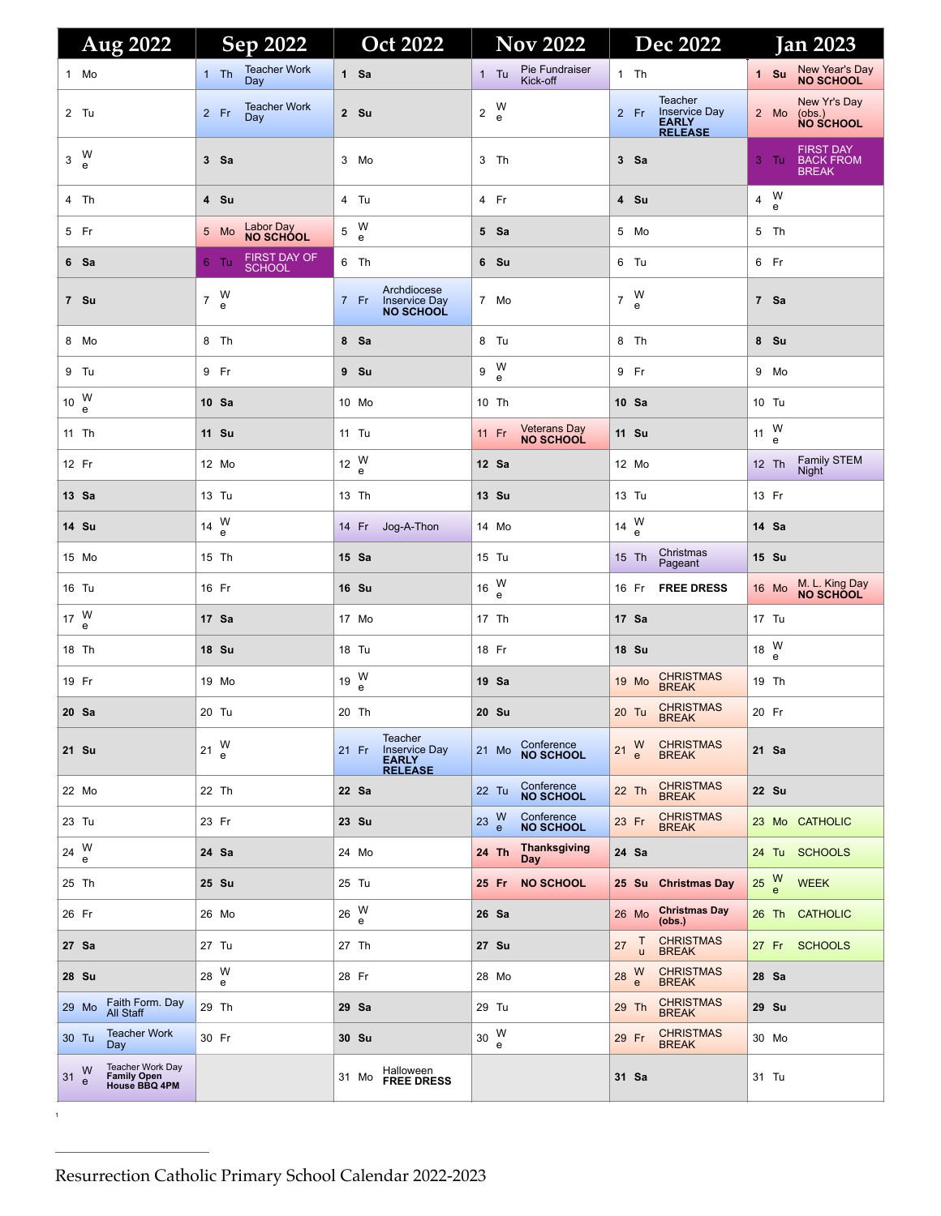| Aug 2022 | Sep 2022 | Oct 2022 | Nov 2022 | Dec 2022 | Jan 2023 |
|---|---|---|---|---|---|
| 1 Mo | 1 Th Teacher Work Day | 1 Sa | 1 Tu Pie Fundraiser Kick-off | 1 Th | 1 Su New Year's Day **NO SCHOOL** |
| 2 Tu | 2 Fr Teacher Work Day | 2 Su | 2 We | 2 Fr Teacher Inservice Day **EARLY RELEASE** | 2 Mo New Yr's Day (obs.) **NO SCHOOL** |
| 3 We | 3 Sa | 3 Mo | 3 Th | 3 Sa | 3 Tu FIRST DAY BACK FROM BREAK |
| 4 Th | 4 Su | 4 Tu | 4 Fr | 4 Su | 4 We |
| 5 Fr | 5 Mo Labor Day **NO SCHOOL** | 5 We | 5 Sa | 5 Mo | 5 Th |
| 6 Sa | 6 Tu FIRST DAY OF SCHOOL | 6 Th | 6 Su | 6 Tu | 6 Fr |
| 7 Su | 7 We | 7 Fr Archdiocese Inservice Day **NO SCHOOL** | 7 Mo | 7 We | 7 Sa |
| 8 Mo | 8 Th | 8 Sa | 8 Tu | 8 Th | 8 Su |
| 9 Tu | 9 Fr | 9 Su | 9 We | 9 Fr | 9 Mo |
| 10 We | 10 Sa | 10 Mo | 10 Th | 10 Sa | 10 Tu |
| 11 Th | 11 Su | 11 Tu | 11 Fr Veterans Day **NO SCHOOL** | 11 Su | 11 We |
| 12 Fr | 12 Mo | 12 We | 12 Sa | 12 Mo | 12 Th Family STEM Night |
| 13 Sa | 13 Tu | 13 Th | 13 Su | 13 Tu | 13 Fr |
| 14 Su | 14 We | 14 Fr Jog-A-Thon | 14 Mo | 14 We | 14 Sa |
| 15 Mo | 15 Th | 15 Sa | 15 Tu | 15 Th Christmas Pageant | 15 Su |
| 16 Tu | 16 Fr | 16 Su | 16 We | 16 Fr **FREE DRESS** | 16 Mo M. L. King Day **NO SCHOOL** |
| 17 We | 17 Sa | 17 Mo | 17 Th | 17 Sa | 17 Tu |
| 18 Th | 18 Su | 18 Tu | 18 Fr | 18 Su | 18 We |
| 19 Fr | 19 Mo | 19 We | 19 Sa | 19 Mo CHRISTMAS BREAK | 19 Th |
| 20 Sa | 20 Tu | 20 Th | 20 Su | 20 Tu CHRISTMAS BREAK | 20 Fr |
| 21 Su | 21 We | 21 Fr Teacher Inservice Day **EARLY RELEASE** | 21 Mo Conference **NO SCHOOL** | 21 We CHRISTMAS BREAK | 21 Sa |
| 22 Mo | 22 Th | 22 Sa | 22 Tu Conference **NO SCHOOL** | 22 Th CHRISTMAS BREAK | 22 Su |
| 23 Tu | 23 Fr | 23 Su | 23 We Conference **NO SCHOOL** | 23 Fr CHRISTMAS BREAK | 23 Mo CATHOLIC |
| 24 We | 24 Sa | 24 Mo | 24 Th **Thanksgiving Day** | 24 Sa | 24 Tu SCHOOLS |
| 25 Th | 25 Su | 25 Tu | 25 Fr **NO SCHOOL** | 25 Su **Christmas Day** | 25 We WEEK |
| 26 Fr | 26 Mo | 26 We | 26 Sa | 26 Mo **Christmas Day (obs.)** | 26 Th CATHOLIC |
| 27 Sa | 27 Tu | 27 Th | 27 Su | 27 Tu CHRISTMAS BREAK | 27 Fr SCHOOLS |
| 28 Su | 28 We | 28 Fr | 28 Mo | 28 We CHRISTMAS BREAK | 28 Sa |
| 29 Mo Faith Form. Day All Staff | 29 Th | 29 Sa | 29 Tu | 29 Th CHRISTMAS BREAK | 29 Su |
| 30 Tu Teacher Work Day | 30 Fr | 30 Su | 30 We | 29 Fr CHRISTMAS BREAK | 30 Mo |
| 31 We Teacher Work Day **Family Open House BBQ 4PM** | | 31 Mo Halloween **FREE DRESS** | | 31 Sa | 31 Tu |

Resurrection Catholic Primary School Calendar 2022-2023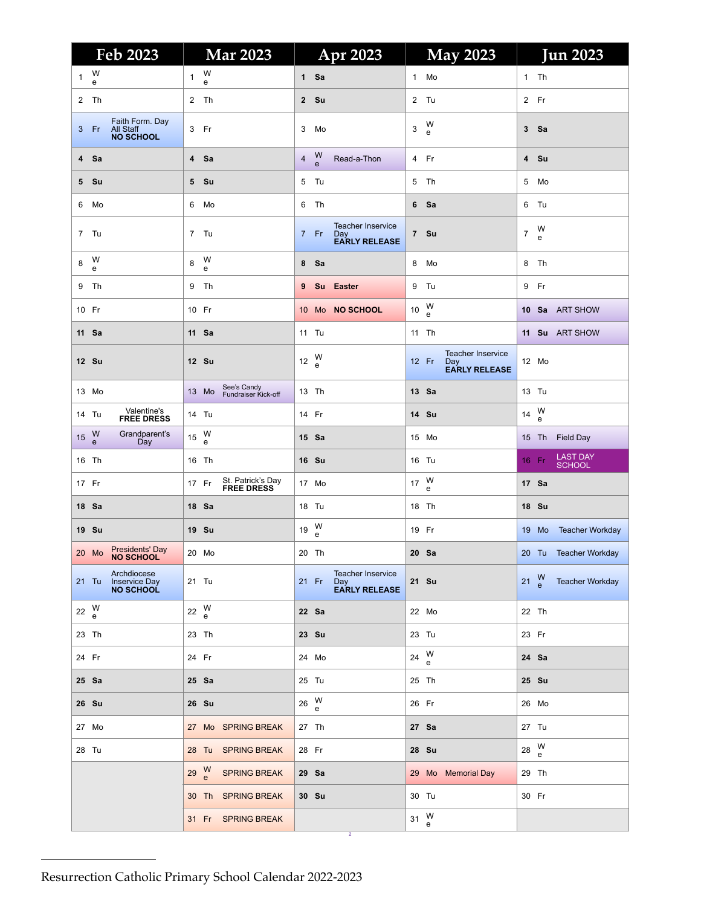| Feb 2023 | Mar 2023 | Apr 2023 | May 2023 | Jun 2023 |
|---|---|---|---|---|
| 1 We | 1 We | **1 Sa** | 1 Mo | 1 Th |
| 2 Th | 2 Th | **2 Su** | 2 Tu | 2 Fr |
| 3 Fr Faith Form. Day All Staff **NO SCHOOL** | 3 Fr | 3 Mo | 3 We | **3 Sa** |
| **4 Sa** | **4 Sa** | 4 We Read-a-Thon | 4 Fr | **4 Su** |
| **5 Su** | **5 Su** | 5 Tu | 5 Th | 5 Mo |
| 6 Mo | 6 Mo | 6 Th | **6 Sa** | 6 Tu |
| 7 Tu | 7 Tu | 7 Fr Teacher Inservice Day **EARLY RELEASE** | **7 Su** | 7 We |
| 8 We | 8 We | **8 Sa** | 8 Mo | 8 Th |
| 9 Th | 9 Th | **9 Su Easter** | 9 Tu | 9 Fr |
| 10 Fr | 10 Fr | 10 Mo **NO SCHOOL** | 10 We | **10 Sa** ART SHOW |
| **11 Sa** | **11 Sa** | 11 Tu | 11 Th | **11 Su** ART SHOW |
| **12 Su** | **12 Su** | 12 We | 12 Fr Teacher Inservice Day **EARLY RELEASE** | 12 Mo |
| 13 Mo | 13 Mo See's Candy Fundraiser Kick-off | 13 Th | **13 Sa** | 13 Tu |
| 14 Tu Valentine's **FREE DRESS** | 14 Tu | 14 Fr | **14 Su** | 14 We |
| 15 We Grandparent's Day | 15 We | **15 Sa** | 15 Mo | 15 Th Field Day |
| 16 Th | 16 Th | **16 Su** | 16 Tu | 16 Fr LAST DAY SCHOOL |
| 17 Fr | 17 Fr St. Patrick's Day **FREE DRESS** | 17 Mo | 17 We | **17 Sa** |
| **18 Sa** | **18 Sa** | 18 Tu | 18 Th | **18 Su** |
| **19 Su** | **19 Su** | 19 We | 19 Fr | 19 Mo Teacher Workday |
| 20 Mo Presidents' Day **NO SCHOOL** | 20 Mo | 20 Th | **20 Sa** | 20 Tu Teacher Workday |
| 21 Tu Archdiocese Inservice Day **NO SCHOOL** | 21 Tu | 21 Fr Teacher Inservice Day **EARLY RELEASE** | **21 Su** | 21 We Teacher Workday |
| 22 We | 22 We | **22 Sa** | 22 Mo | 22 Th |
| 23 Th | 23 Th | **23 Su** | 23 Tu | 23 Fr |
| 24 Fr | 24 Fr | 24 Mo | 24 We | **24 Sa** |
| **25 Sa** | **25 Sa** | 25 Tu | 25 Th | **25 Su** |
| **26 Su** | **26 Su** | 26 We | 26 Fr | 26 Mo |
| 27 Mo | 27 Mo SPRING BREAK | 27 Th | **27 Sa** | 27 Tu |
| 28 Tu | 28 Tu SPRING BREAK | 28 Fr | **28 Su** | 28 We |
| | 29 We SPRING BREAK | **29 Sa** | 29 Mo Memorial Day | 29 Th |
| | 30 Th SPRING BREAK | **30 Su** | 30 Tu | 30 Fr |
| | 31 Fr SPRING BREAK | | 31 We | |

Resurrection Catholic Primary School Calendar 2022-2023